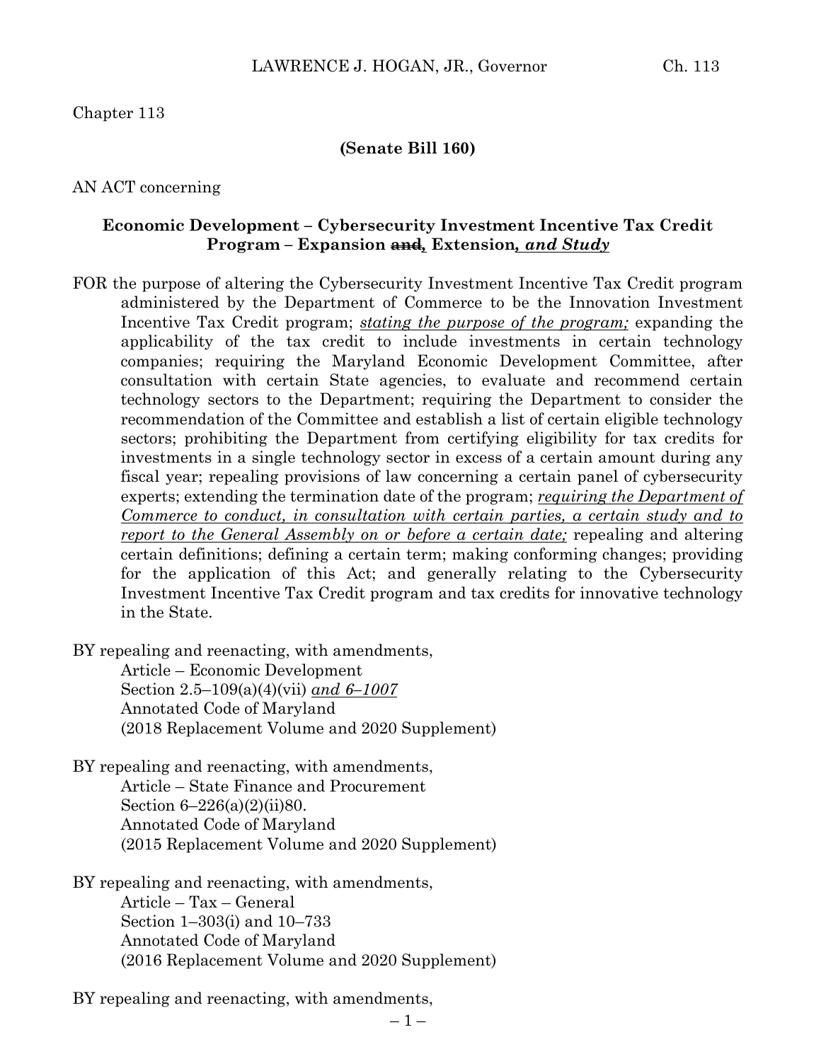Chapter 113

**(Senate Bill 160)**

AN ACT concerning

**Economic Development – Cybersecurity Investment Incentive Tax Credit Program – Expansion ~~and~~*, Extension, and Study***

FOR the purpose of altering the Cybersecurity Investment Incentive Tax Credit program administered by the Department of Commerce to be the Innovation Investment Incentive Tax Credit program; *stating the purpose of the program;* expanding the applicability of the tax credit to include investments in certain technology companies; requiring the Maryland Economic Development Committee, after consultation with certain State agencies, to evaluate and recommend certain technology sectors to the Department; requiring the Department to consider the recommendation of the Committee and establish a list of certain eligible technology sectors; prohibiting the Department from certifying eligibility for tax credits for investments in a single technology sector in excess of a certain amount during any fiscal year; repealing provisions of law concerning a certain panel of cybersecurity experts; extending the termination date of the program; *requiring the Department of Commerce to conduct, in consultation with certain parties, a certain study and to report to the General Assembly on or before a certain date;* repealing and altering certain definitions; defining a certain term; making conforming changes; providing for the application of this Act; and generally relating to the Cybersecurity Investment Incentive Tax Credit program and tax credits for innovative technology in the State.

BY repealing and reenacting, with amendments,
Article – Economic Development
Section 2.5–109(a)(4)(vii) *and 6–1007*
Annotated Code of Maryland
(2018 Replacement Volume and 2020 Supplement)

BY repealing and reenacting, with amendments,
Article – State Finance and Procurement
Section 6–226(a)(2)(ii)80.
Annotated Code of Maryland
(2015 Replacement Volume and 2020 Supplement)

BY repealing and reenacting, with amendments,
Article – Tax – General
Section 1–303(i) and 10–733
Annotated Code of Maryland
(2016 Replacement Volume and 2020 Supplement)

BY repealing and reenacting, with amendments,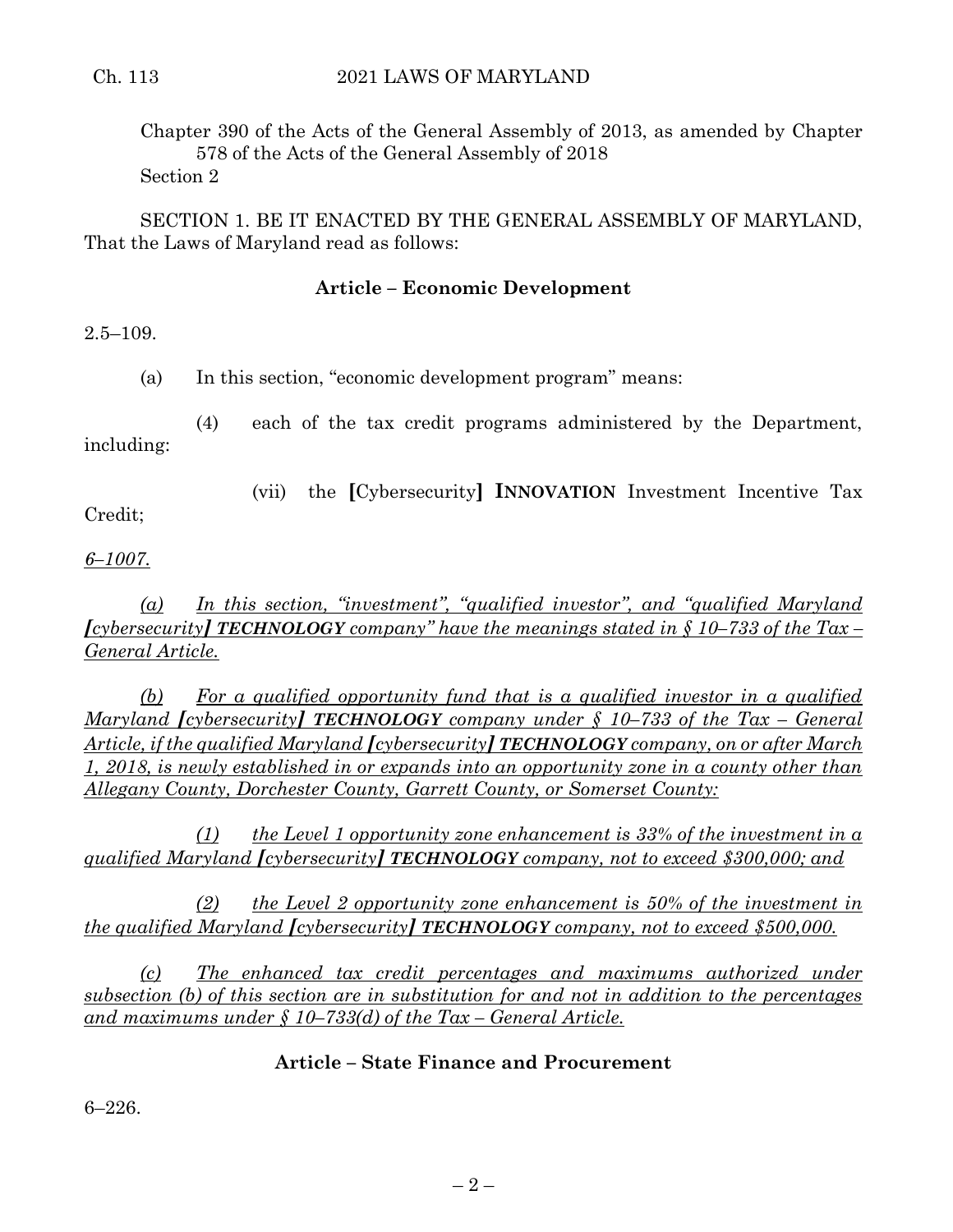Chapter 390 of the Acts of the General Assembly of 2013, as amended by Chapter 578 of the Acts of the General Assembly of 2018
Section 2

SECTION 1. BE IT ENACTED BY THE GENERAL ASSEMBLY OF MARYLAND, That the Laws of Maryland read as follows:

**Article – Economic Development**

2.5–109.

(a) In this section, "economic development program" means:

(4) each of the tax credit programs administered by the Department, including:

(vii) the [Cybersecurity] **INNOVATION** Investment Incentive Tax Credit;

*6–1007.*

*(a) In this section, "investment", "qualified investor", and "qualified Maryland [cybersecurity] **TECHNOLOGY** company" have the meanings stated in § 10–733 of the Tax – General Article.*

*(b) For a qualified opportunity fund that is a qualified investor in a qualified Maryland [cybersecurity] **TECHNOLOGY** company under § 10–733 of the Tax – General Article, if the qualified Maryland [cybersecurity] **TECHNOLOGY** company, on or after March 1, 2018, is newly established in or expands into an opportunity zone in a county other than Allegany County, Dorchester County, Garrett County, or Somerset County:*

*(1) the Level 1 opportunity zone enhancement is 33% of the investment in a qualified Maryland [cybersecurity] **TECHNOLOGY** company, not to exceed $300,000; and*

*(2) the Level 2 opportunity zone enhancement is 50% of the investment in the qualified Maryland [cybersecurity] **TECHNOLOGY** company, not to exceed $500,000.*

*(c) The enhanced tax credit percentages and maximums authorized under subsection (b) of this section are in substitution for and not in addition to the percentages and maximums under § 10–733(d) of the Tax – General Article.*

**Article – State Finance and Procurement**

6–226.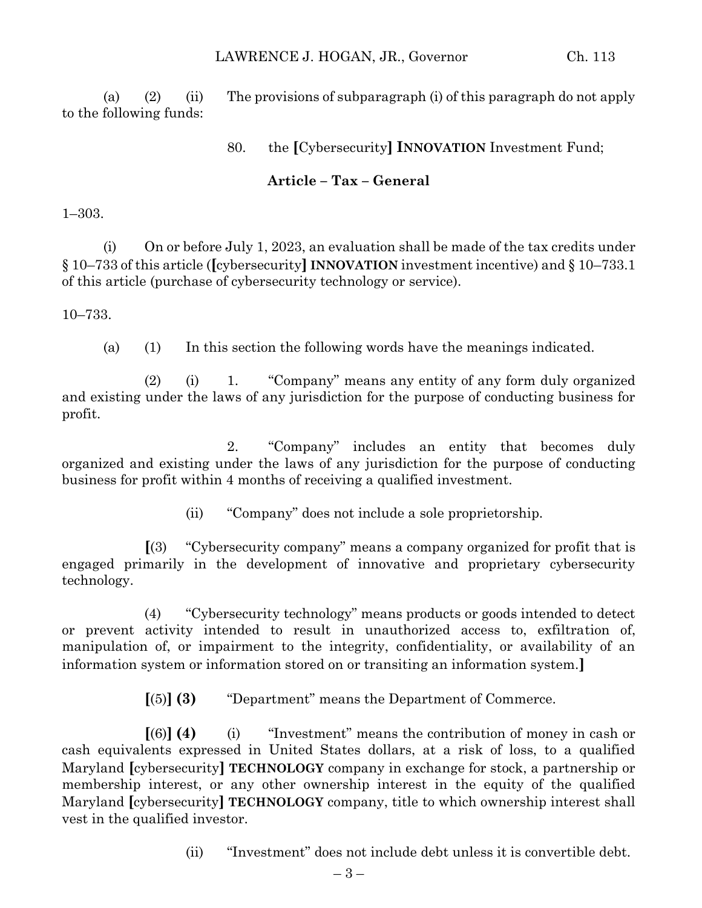(a) (2) (ii) The provisions of subparagraph (i) of this paragraph do not apply to the following funds:

80. the **[**Cybersecurity**]** **INNOVATION** Investment Fund;

**Article – Tax – General**

1–303.

(i) On or before July 1, 2023, an evaluation shall be made of the tax credits under § 10–733 of this article (**[**cybersecurity**]** **INNOVATION** investment incentive) and § 10–733.1 of this article (purchase of cybersecurity technology or service).

10–733.

(a) (1) In this section the following words have the meanings indicated.

(2) (i) 1. "Company" means any entity of any form duly organized and existing under the laws of any jurisdiction for the purpose of conducting business for profit.

2. "Company" includes an entity that becomes duly organized and existing under the laws of any jurisdiction for the purpose of conducting business for profit within 4 months of receiving a qualified investment.

(ii) "Company" does not include a sole proprietorship.

**[**(3) "Cybersecurity company" means a company organized for profit that is engaged primarily in the development of innovative and proprietary cybersecurity technology.

(4) "Cybersecurity technology" means products or goods intended to detect or prevent activity intended to result in unauthorized access to, exfiltration of, manipulation of, or impairment to the integrity, confidentiality, or availability of an information system or information stored on or transiting an information system.**]**

**[**(5)**]** **(3)** "Department" means the Department of Commerce.

**[**(6)**]** **(4)** (i) "Investment" means the contribution of money in cash or cash equivalents expressed in United States dollars, at a risk of loss, to a qualified Maryland **[**cybersecurity**]** **TECHNOLOGY** company in exchange for stock, a partnership or membership interest, or any other ownership interest in the equity of the qualified Maryland **[**cybersecurity**]** **TECHNOLOGY** company, title to which ownership interest shall vest in the qualified investor.

(ii) "Investment" does not include debt unless it is convertible debt.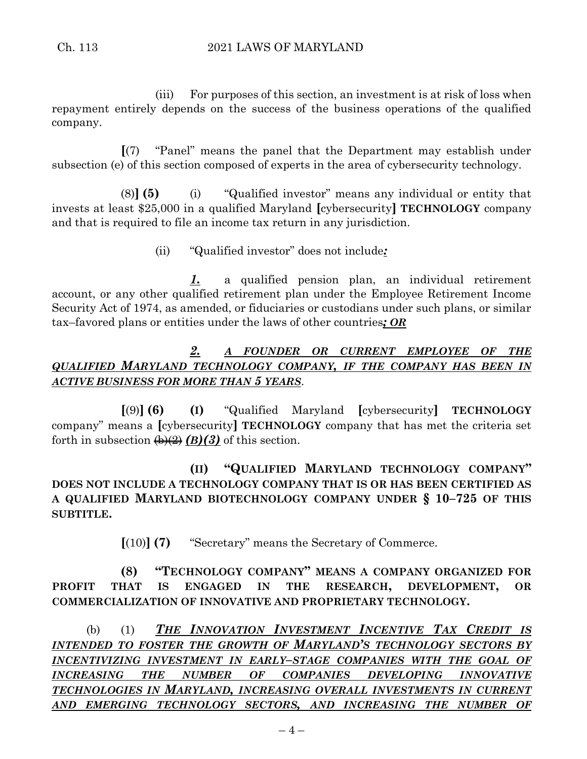(iii) For purposes of this section, an investment is at risk of loss when repayment entirely depends on the success of the business operations of the qualified company.

[(7) "Panel" means the panel that the Department may establish under subsection (e) of this section composed of experts in the area of cybersecurity technology.

(8)] **(5)** (i) "Qualified investor" means any individual or entity that invests at least $25,000 in a qualified Maryland [cybersecurity] **TECHNOLOGY** company and that is required to file an income tax return in any jurisdiction.

(ii) "Qualified investor" does not include***:***

***1.*** a qualified pension plan, an individual retirement account, or any other qualified retirement plan under the Employee Retirement Income Security Act of 1974, as amended, or fiduciaries or custodians under such plans, or similar tax–favored plans or entities under the laws of other countries***; OR***

***2. A FOUNDER OR CURRENT EMPLOYEE OF THE QUALIFIED MARYLAND TECHNOLOGY COMPANY, IF THE COMPANY HAS BEEN IN ACTIVE BUSINESS FOR MORE THAN 5 YEARS***.

[(9)] **(6)** **(I)** "Qualified Maryland [cybersecurity] **TECHNOLOGY** company" means a [cybersecurity] **TECHNOLOGY** company that has met the criteria set forth in subsection ~~(b)(2)~~ ***(B)(3)*** of this section.

**(II) "QUALIFIED MARYLAND TECHNOLOGY COMPANY" DOES NOT INCLUDE A TECHNOLOGY COMPANY THAT IS OR HAS BEEN CERTIFIED AS A QUALIFIED MARYLAND BIOTECHNOLOGY COMPANY UNDER § 10–725 OF THIS SUBTITLE.**

[(10)] **(7)** "Secretary" means the Secretary of Commerce.

**(8) "TECHNOLOGY COMPANY" MEANS A COMPANY ORGANIZED FOR PROFIT THAT IS ENGAGED IN THE RESEARCH, DEVELOPMENT, OR COMMERCIALIZATION OF INNOVATIVE AND PROPRIETARY TECHNOLOGY.**

(b) (1) ***THE INNOVATION INVESTMENT INCENTIVE TAX CREDIT IS INTENDED TO FOSTER THE GROWTH OF MARYLAND'S TECHNOLOGY SECTORS BY INCENTIVIZING INVESTMENT IN EARLY–STAGE COMPANIES WITH THE GOAL OF INCREASING THE NUMBER OF COMPANIES DEVELOPING INNOVATIVE TECHNOLOGIES IN MARYLAND, INCREASING OVERALL INVESTMENTS IN CURRENT AND EMERGING TECHNOLOGY SECTORS, AND INCREASING THE NUMBER OF***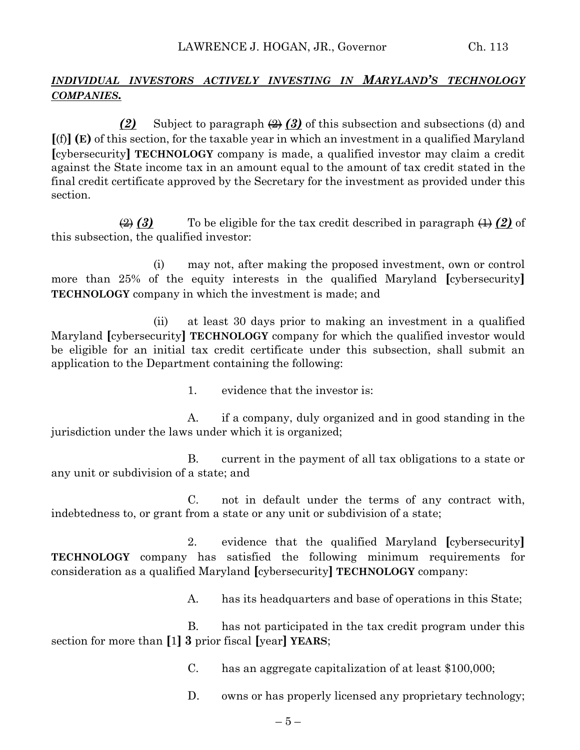***INDIVIDUAL INVESTORS ACTIVELY INVESTING IN MARYLAND'S TECHNOLOGY COMPANIES.***

***(2)*** Subject to paragraph ~~(2)~~ ***(3)*** of this subsection and subsections (d) and **[**(f)**] (E)** of this section, for the taxable year in which an investment in a qualified Maryland **[**cybersecurity**] TECHNOLOGY** company is made, a qualified investor may claim a credit against the State income tax in an amount equal to the amount of tax credit stated in the final credit certificate approved by the Secretary for the investment as provided under this section.

~~(2)~~ ***(3)*** To be eligible for the tax credit described in paragraph ~~(1)~~ ***(2)*** of this subsection, the qualified investor:

(i) may not, after making the proposed investment, own or control more than 25% of the equity interests in the qualified Maryland **[**cybersecurity**] TECHNOLOGY** company in which the investment is made; and

(ii) at least 30 days prior to making an investment in a qualified Maryland **[**cybersecurity**] TECHNOLOGY** company for which the qualified investor would be eligible for an initial tax credit certificate under this subsection, shall submit an application to the Department containing the following:

1. evidence that the investor is:

A. if a company, duly organized and in good standing in the jurisdiction under the laws under which it is organized;

B. current in the payment of all tax obligations to a state or any unit or subdivision of a state; and

C. not in default under the terms of any contract with, indebtedness to, or grant from a state or any unit or subdivision of a state;

2. evidence that the qualified Maryland **[**cybersecurity**] TECHNOLOGY** company has satisfied the following minimum requirements for consideration as a qualified Maryland **[**cybersecurity**] TECHNOLOGY** company:

A. has its headquarters and base of operations in this State;

B. has not participated in the tax credit program under this section for more than **[**1**] 3** prior fiscal **[**year**] YEARS**;

C. has an aggregate capitalization of at least $100,000;

D. owns or has properly licensed any proprietary technology;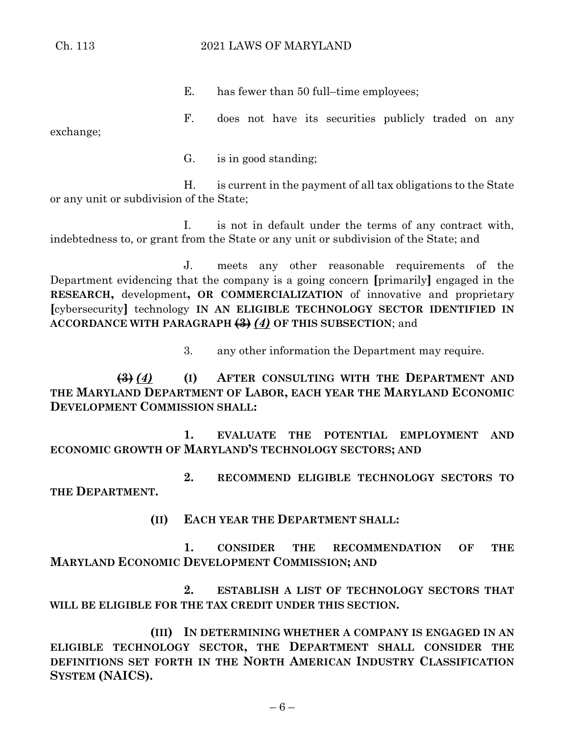E. has fewer than 50 full–time employees;

F. does not have its securities publicly traded on any exchange;

G. is in good standing;

H. is current in the payment of all tax obligations to the State or any unit or subdivision of the State;

I. is not in default under the terms of any contract with, indebtedness to, or grant from the State or any unit or subdivision of the State; and

J. meets any other reasonable requirements of the Department evidencing that the company is a going concern [primarily] engaged in the **RESEARCH,** development**, OR COMMERCIALIZATION** of innovative and proprietary [cybersecurity] technology **IN AN ELIGIBLE TECHNOLOGY SECTOR IDENTIFIED IN ACCORDANCE WITH PARAGRAPH ~~(3)~~ *(4)* OF THIS SUBSECTION**; and

3. any other information the Department may require.

~~(3)~~ *(4)* **(I) AFTER CONSULTING WITH THE DEPARTMENT AND THE MARYLAND DEPARTMENT OF LABOR, EACH YEAR THE MARYLAND ECONOMIC DEVELOPMENT COMMISSION SHALL:**

**1. EVALUATE THE POTENTIAL EMPLOYMENT AND ECONOMIC GROWTH OF MARYLAND'S TECHNOLOGY SECTORS; AND**

**2. RECOMMEND ELIGIBLE TECHNOLOGY SECTORS TO THE DEPARTMENT.**

**(II) EACH YEAR THE DEPARTMENT SHALL:**

**1. CONSIDER THE RECOMMENDATION OF THE MARYLAND ECONOMIC DEVELOPMENT COMMISSION; AND**

**2. ESTABLISH A LIST OF TECHNOLOGY SECTORS THAT WILL BE ELIGIBLE FOR THE TAX CREDIT UNDER THIS SECTION.**

**(III) IN DETERMINING WHETHER A COMPANY IS ENGAGED IN AN ELIGIBLE TECHNOLOGY SECTOR, THE DEPARTMENT SHALL CONSIDER THE DEFINITIONS SET FORTH IN THE NORTH AMERICAN INDUSTRY CLASSIFICATION SYSTEM (NAICS).**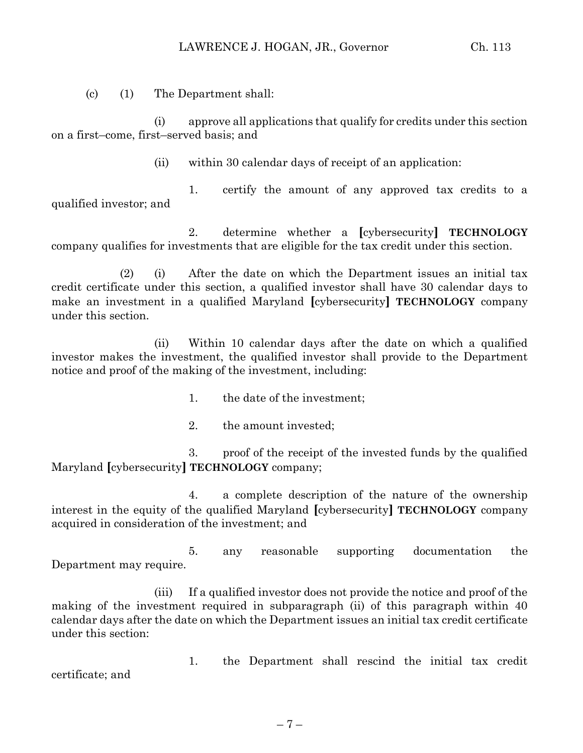(c) (1) The Department shall:

(i) approve all applications that qualify for credits under this section on a first–come, first–served basis; and

(ii) within 30 calendar days of receipt of an application:

1. certify the amount of any approved tax credits to a qualified investor; and

2. determine whether a [cybersecurity] **TECHNOLOGY** company qualifies for investments that are eligible for the tax credit under this section.

(2) (i) After the date on which the Department issues an initial tax credit certificate under this section, a qualified investor shall have 30 calendar days to make an investment in a qualified Maryland [cybersecurity] **TECHNOLOGY** company under this section.

(ii) Within 10 calendar days after the date on which a qualified investor makes the investment, the qualified investor shall provide to the Department notice and proof of the making of the investment, including:

1. the date of the investment;

2. the amount invested;

3. proof of the receipt of the invested funds by the qualified Maryland [cybersecurity] **TECHNOLOGY** company;

4. a complete description of the nature of the ownership interest in the equity of the qualified Maryland [cybersecurity] **TECHNOLOGY** company acquired in consideration of the investment; and

5. any reasonable supporting documentation the Department may require.

(iii) If a qualified investor does not provide the notice and proof of the making of the investment required in subparagraph (ii) of this paragraph within 40 calendar days after the date on which the Department issues an initial tax credit certificate under this section:

1. the Department shall rescind the initial tax credit certificate; and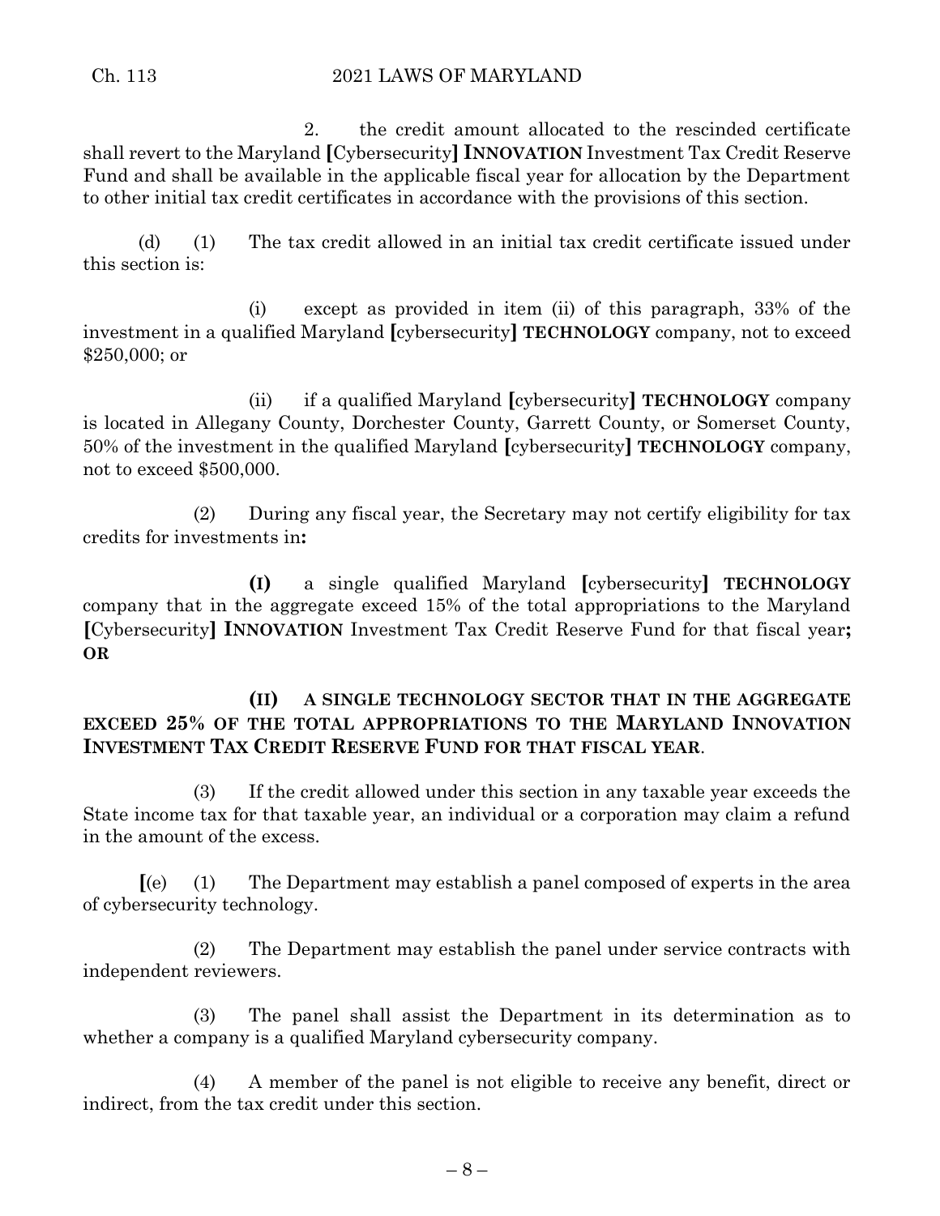2. the credit amount allocated to the rescinded certificate shall revert to the Maryland [Cybersecurity] **INNOVATION** Investment Tax Credit Reserve Fund and shall be available in the applicable fiscal year for allocation by the Department to other initial tax credit certificates in accordance with the provisions of this section.

(d) (1) The tax credit allowed in an initial tax credit certificate issued under this section is:

(i) except as provided in item (ii) of this paragraph, 33% of the investment in a qualified Maryland [cybersecurity] **TECHNOLOGY** company, not to exceed $250,000; or

(ii) if a qualified Maryland [cybersecurity] **TECHNOLOGY** company is located in Allegany County, Dorchester County, Garrett County, or Somerset County, 50% of the investment in the qualified Maryland [cybersecurity] **TECHNOLOGY** company, not to exceed $500,000.

(2) During any fiscal year, the Secretary may not certify eligibility for tax credits for investments in**:**

**(I)** a single qualified Maryland [cybersecurity] **TECHNOLOGY** company that in the aggregate exceed 15% of the total appropriations to the Maryland [Cybersecurity] **INNOVATION** Investment Tax Credit Reserve Fund for that fiscal year**; OR**

**(II) A SINGLE TECHNOLOGY SECTOR THAT IN THE AGGREGATE EXCEED 25% OF THE TOTAL APPROPRIATIONS TO THE MARYLAND INNOVATION INVESTMENT TAX CREDIT RESERVE FUND FOR THAT FISCAL YEAR**.

(3) If the credit allowed under this section in any taxable year exceeds the State income tax for that taxable year, an individual or a corporation may claim a refund in the amount of the excess.

[(e) (1) The Department may establish a panel composed of experts in the area of cybersecurity technology.

(2) The Department may establish the panel under service contracts with independent reviewers.

(3) The panel shall assist the Department in its determination as to whether a company is a qualified Maryland cybersecurity company.

(4) A member of the panel is not eligible to receive any benefit, direct or indirect, from the tax credit under this section.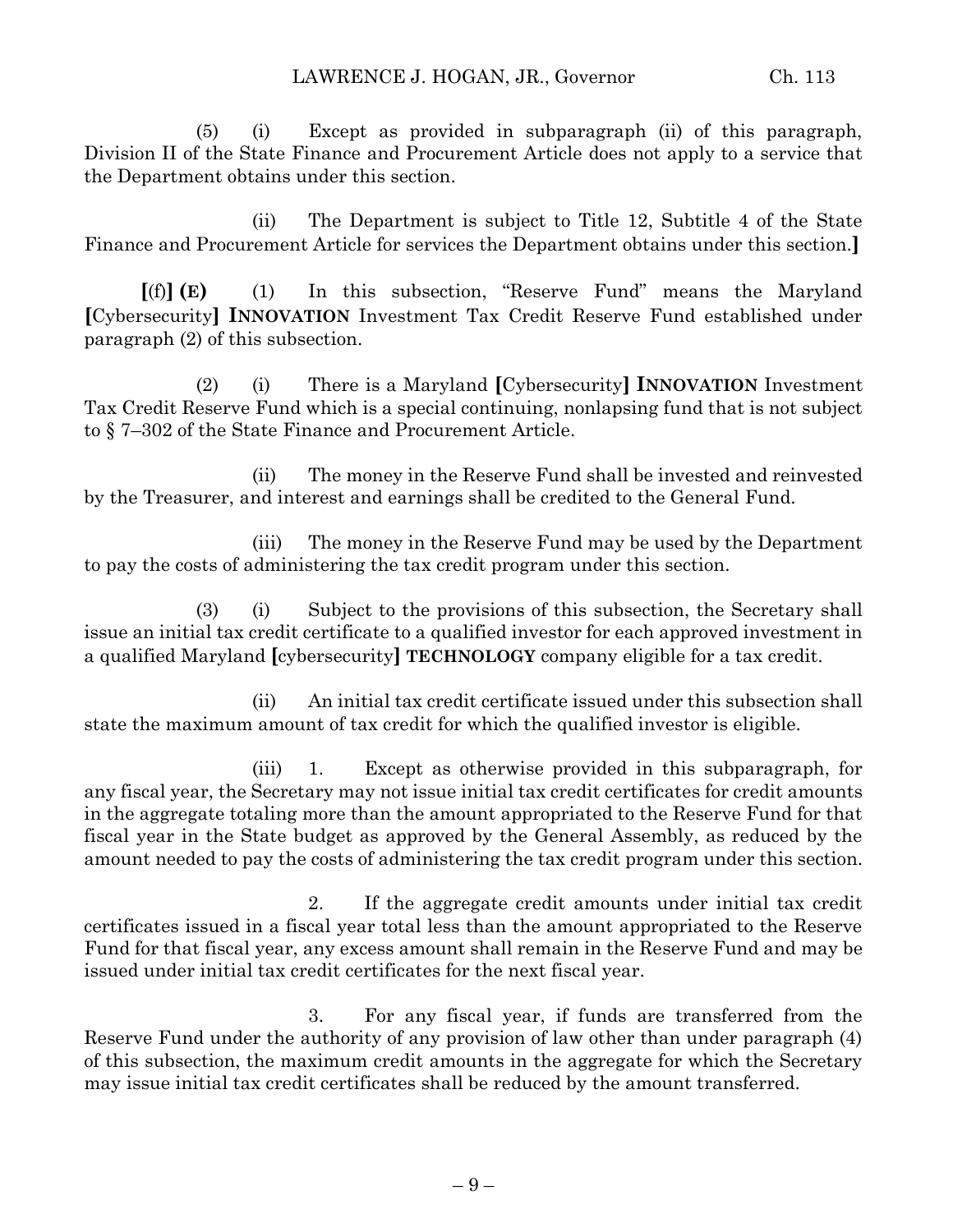(5) (i) Except as provided in subparagraph (ii) of this paragraph, Division II of the State Finance and Procurement Article does not apply to a service that the Department obtains under this section.

(ii) The Department is subject to Title 12, Subtitle 4 of the State Finance and Procurement Article for services the Department obtains under this section.**]**

**[**(f)**] (E)** (1) In this subsection, "Reserve Fund" means the Maryland **[**Cybersecurity**] INNOVATION** Investment Tax Credit Reserve Fund established under paragraph (2) of this subsection.

(2) (i) There is a Maryland **[**Cybersecurity**] INNOVATION** Investment Tax Credit Reserve Fund which is a special continuing, nonlapsing fund that is not subject to § 7–302 of the State Finance and Procurement Article.

(ii) The money in the Reserve Fund shall be invested and reinvested by the Treasurer, and interest and earnings shall be credited to the General Fund.

(iii) The money in the Reserve Fund may be used by the Department to pay the costs of administering the tax credit program under this section.

(3) (i) Subject to the provisions of this subsection, the Secretary shall issue an initial tax credit certificate to a qualified investor for each approved investment in a qualified Maryland **[**cybersecurity**] TECHNOLOGY** company eligible for a tax credit.

(ii) An initial tax credit certificate issued under this subsection shall state the maximum amount of tax credit for which the qualified investor is eligible.

(iii) 1. Except as otherwise provided in this subparagraph, for any fiscal year, the Secretary may not issue initial tax credit certificates for credit amounts in the aggregate totaling more than the amount appropriated to the Reserve Fund for that fiscal year in the State budget as approved by the General Assembly, as reduced by the amount needed to pay the costs of administering the tax credit program under this section.

2. If the aggregate credit amounts under initial tax credit certificates issued in a fiscal year total less than the amount appropriated to the Reserve Fund for that fiscal year, any excess amount shall remain in the Reserve Fund and may be issued under initial tax credit certificates for the next fiscal year.

3. For any fiscal year, if funds are transferred from the Reserve Fund under the authority of any provision of law other than under paragraph (4) of this subsection, the maximum credit amounts in the aggregate for which the Secretary may issue initial tax credit certificates shall be reduced by the amount transferred.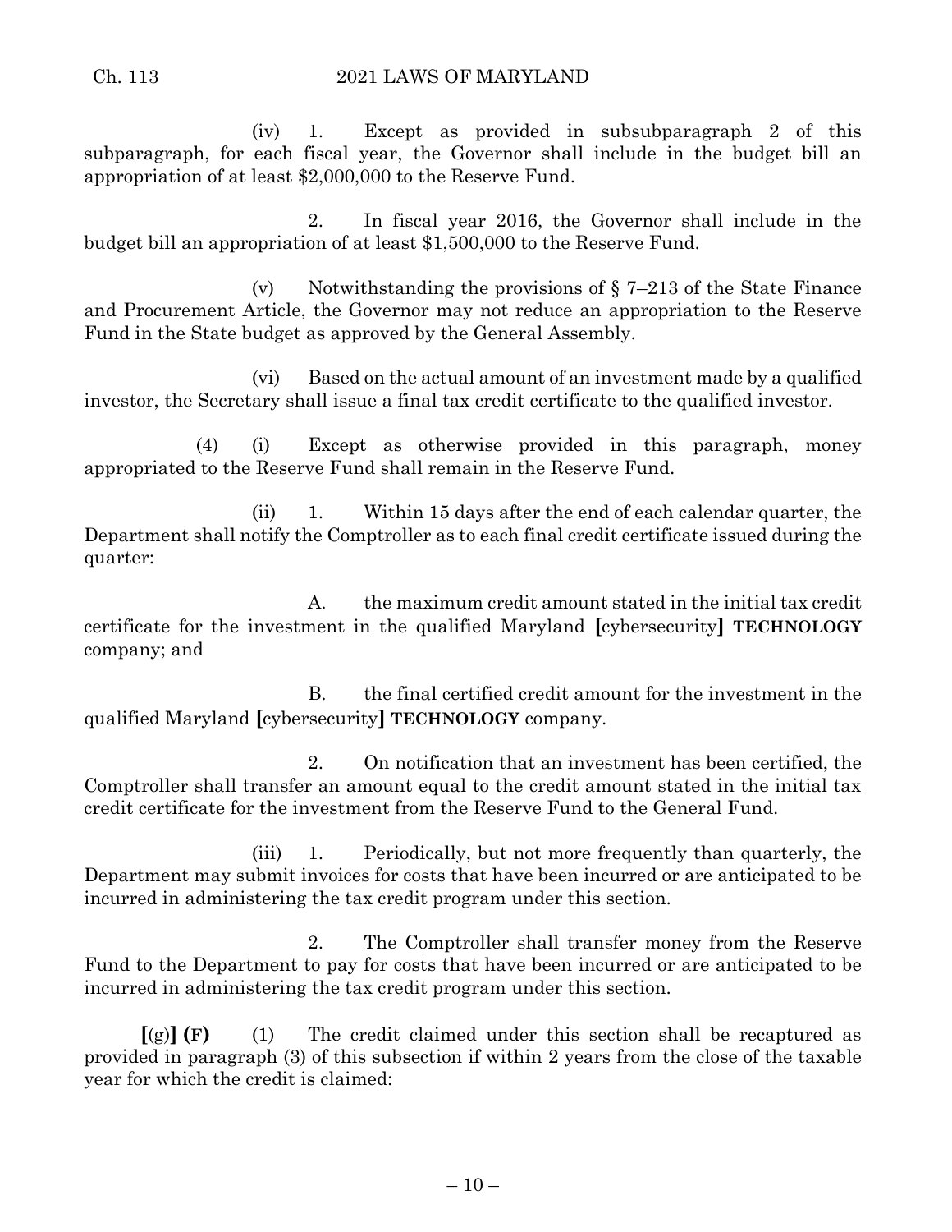(iv) 1. Except as provided in subsubparagraph 2 of this subparagraph, for each fiscal year, the Governor shall include in the budget bill an appropriation of at least $2,000,000 to the Reserve Fund.

2. In fiscal year 2016, the Governor shall include in the budget bill an appropriation of at least $1,500,000 to the Reserve Fund.

(v) Notwithstanding the provisions of § 7–213 of the State Finance and Procurement Article, the Governor may not reduce an appropriation to the Reserve Fund in the State budget as approved by the General Assembly.

(vi) Based on the actual amount of an investment made by a qualified investor, the Secretary shall issue a final tax credit certificate to the qualified investor.

(4) (i) Except as otherwise provided in this paragraph, money appropriated to the Reserve Fund shall remain in the Reserve Fund.

(ii) 1. Within 15 days after the end of each calendar quarter, the Department shall notify the Comptroller as to each final credit certificate issued during the quarter:

A. the maximum credit amount stated in the initial tax credit certificate for the investment in the qualified Maryland **[**cybersecurity**]** **TECHNOLOGY** company; and

B. the final certified credit amount for the investment in the qualified Maryland **[**cybersecurity**]** **TECHNOLOGY** company.

2. On notification that an investment has been certified, the Comptroller shall transfer an amount equal to the credit amount stated in the initial tax credit certificate for the investment from the Reserve Fund to the General Fund.

(iii) 1. Periodically, but not more frequently than quarterly, the Department may submit invoices for costs that have been incurred or are anticipated to be incurred in administering the tax credit program under this section.

2. The Comptroller shall transfer money from the Reserve Fund to the Department to pay for costs that have been incurred or are anticipated to be incurred in administering the tax credit program under this section.

**[**(g)**]** **(F)** (1) The credit claimed under this section shall be recaptured as provided in paragraph (3) of this subsection if within 2 years from the close of the taxable year for which the credit is claimed: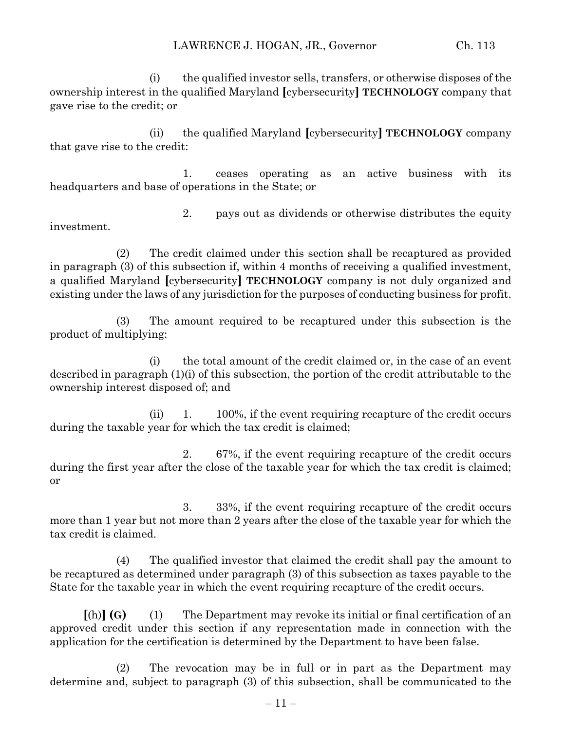(i) the qualified investor sells, transfers, or otherwise disposes of the ownership interest in the qualified Maryland **[**cybersecurity**]** **TECHNOLOGY** company that gave rise to the credit; or

(ii) the qualified Maryland **[**cybersecurity**]** **TECHNOLOGY** company that gave rise to the credit:

1. ceases operating as an active business with its headquarters and base of operations in the State; or

2. pays out as dividends or otherwise distributes the equity investment.

(2) The credit claimed under this section shall be recaptured as provided in paragraph (3) of this subsection if, within 4 months of receiving a qualified investment, a qualified Maryland **[**cybersecurity**]** **TECHNOLOGY** company is not duly organized and existing under the laws of any jurisdiction for the purposes of conducting business for profit.

(3) The amount required to be recaptured under this subsection is the product of multiplying:

(i) the total amount of the credit claimed or, in the case of an event described in paragraph (1)(i) of this subsection, the portion of the credit attributable to the ownership interest disposed of; and

(ii) 1. 100%, if the event requiring recapture of the credit occurs during the taxable year for which the tax credit is claimed;

2. 67%, if the event requiring recapture of the credit occurs during the first year after the close of the taxable year for which the tax credit is claimed; or

3. 33%, if the event requiring recapture of the credit occurs more than 1 year but not more than 2 years after the close of the taxable year for which the tax credit is claimed.

(4) The qualified investor that claimed the credit shall pay the amount to be recaptured as determined under paragraph (3) of this subsection as taxes payable to the State for the taxable year in which the event requiring recapture of the credit occurs.

**[**(h)**]** **(G)** (1) The Department may revoke its initial or final certification of an approved credit under this section if any representation made in connection with the application for the certification is determined by the Department to have been false.

(2) The revocation may be in full or in part as the Department may determine and, subject to paragraph (3) of this subsection, shall be communicated to the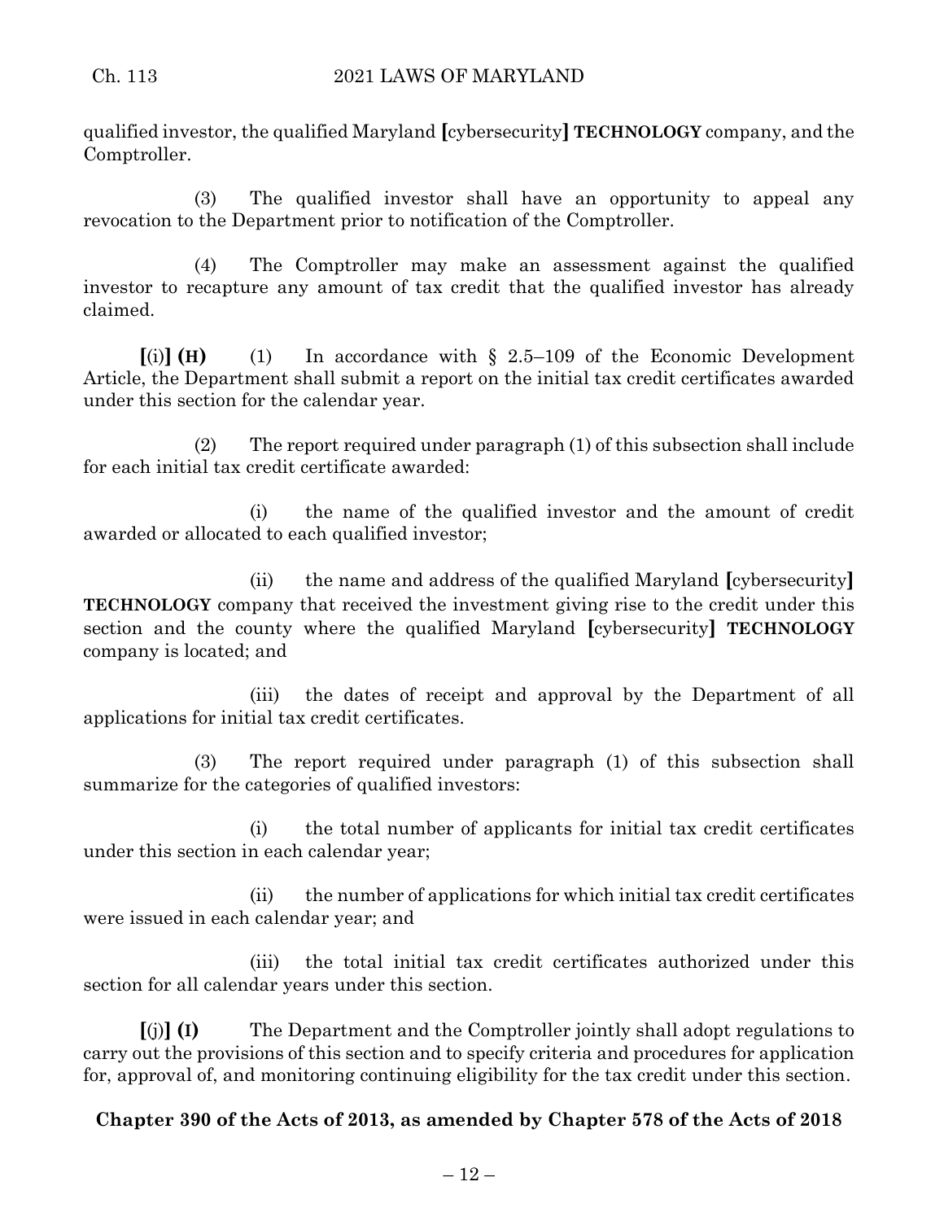qualified investor, the qualified Maryland [cybersecurity] **TECHNOLOGY** company, and the Comptroller.

(3) The qualified investor shall have an opportunity to appeal any revocation to the Department prior to notification of the Comptroller.

(4) The Comptroller may make an assessment against the qualified investor to recapture any amount of tax credit that the qualified investor has already claimed.

[(i)] **(H)** (1) In accordance with § 2.5–109 of the Economic Development Article, the Department shall submit a report on the initial tax credit certificates awarded under this section for the calendar year.

(2) The report required under paragraph (1) of this subsection shall include for each initial tax credit certificate awarded:

(i) the name of the qualified investor and the amount of credit awarded or allocated to each qualified investor;

(ii) the name and address of the qualified Maryland [cybersecurity] **TECHNOLOGY** company that received the investment giving rise to the credit under this section and the county where the qualified Maryland [cybersecurity] **TECHNOLOGY** company is located; and

(iii) the dates of receipt and approval by the Department of all applications for initial tax credit certificates.

(3) The report required under paragraph (1) of this subsection shall summarize for the categories of qualified investors:

(i) the total number of applicants for initial tax credit certificates under this section in each calendar year;

(ii) the number of applications for which initial tax credit certificates were issued in each calendar year; and

(iii) the total initial tax credit certificates authorized under this section for all calendar years under this section.

[(j)] **(I)** The Department and the Comptroller jointly shall adopt regulations to carry out the provisions of this section and to specify criteria and procedures for application for, approval of, and monitoring continuing eligibility for the tax credit under this section.

**Chapter 390 of the Acts of 2013, as amended by Chapter 578 of the Acts of 2018**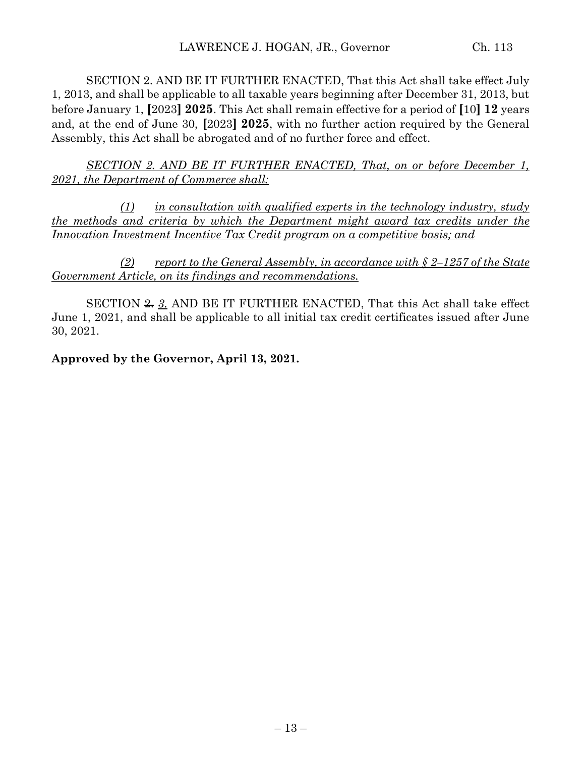SECTION 2. AND BE IT FURTHER ENACTED, That this Act shall take effect July 1, 2013, and shall be applicable to all taxable years beginning after December 31, 2013, but before January 1, **[**2023**] 2025**. This Act shall remain effective for a period of **[**10**] 12** years and, at the end of June 30, **[**2023**] 2025**, with no further action required by the General Assembly, this Act shall be abrogated and of no further force and effect.

*SECTION 2. AND BE IT FURTHER ENACTED, That, on or before December 1, 2021, the Department of Commerce shall:*

*(1) in consultation with qualified experts in the technology industry, study the methods and criteria by which the Department might award tax credits under the Innovation Investment Incentive Tax Credit program on a competitive basis; and*

*(2) report to the General Assembly, in accordance with § 2–1257 of the State Government Article, on its findings and recommendations.*

SECTION ~~2.~~ *3.* AND BE IT FURTHER ENACTED, That this Act shall take effect June 1, 2021, and shall be applicable to all initial tax credit certificates issued after June 30, 2021.

**Approved by the Governor, April 13, 2021.**